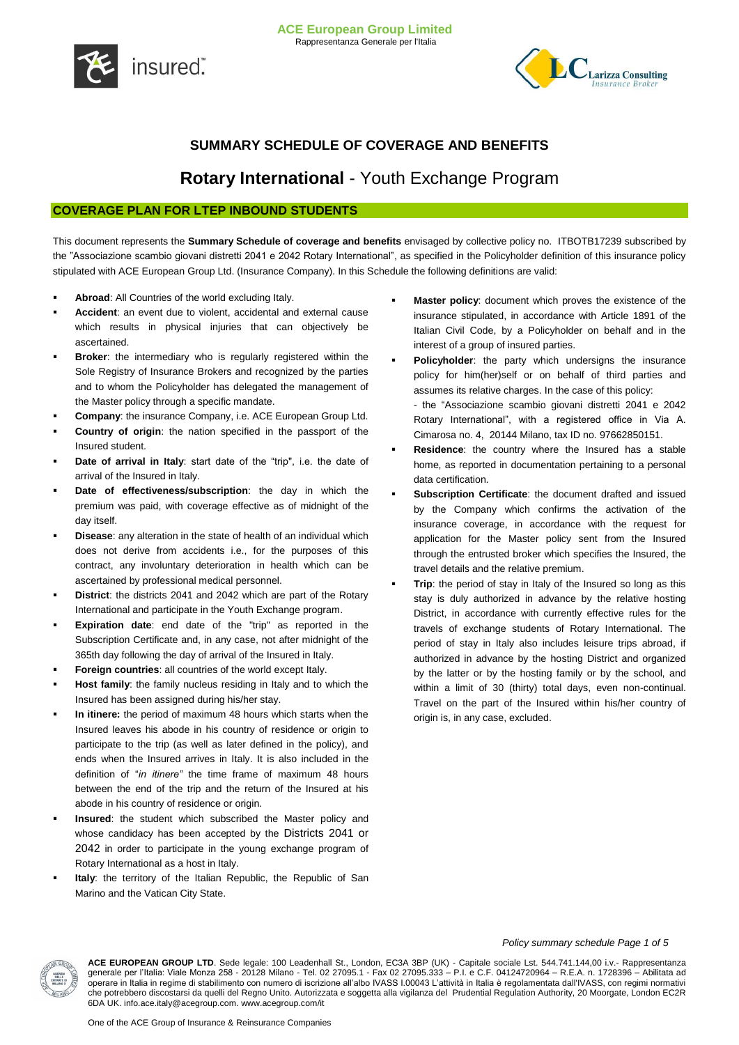**ACE European Group Limited**
Rappresentanza Generale per l'Italia

## SUMMARY SCHEDULE OF COVERAGE AND BENEFITS

# **Rotary International** - Youth Exchange Program

### COVERAGE PLAN FOR LTEP INBOUND STUDENTS

This document represents the **Summary Schedule of coverage and benefits** envisaged by collective policy no. ITBOTB17239 subscribed by the "Associazione scambio giovani distretti 2041 e 2042 Rotary International", as specified in the Policyholder definition of this insurance policy stipulated with ACE European Group Ltd. (Insurance Company). In this Schedule the following definitions are valid:

- **Abroad**: All Countries of the world excluding Italy.
- **Accident**: an event due to violent, accidental and external cause which results in physical injuries that can objectively be ascertained.
- **Broker**: the intermediary who is regularly registered within the Sole Registry of Insurance Brokers and recognized by the parties and to whom the Policyholder has delegated the management of the Master policy through a specific mandate.
- **Company**: the insurance Company, i.e. ACE European Group Ltd.
- **Country of origin**: the nation specified in the passport of the Insured student.
- **Date of arrival in Italy**: start date of the "trip", i.e. the date of arrival of the Insured in Italy.
- **Date of effectiveness/subscription**: the day in which the premium was paid, with coverage effective as of midnight of the day itself.
- **Disease**: any alteration in the state of health of an individual which does not derive from accidents i.e., for the purposes of this contract, any involuntary deterioration in health which can be ascertained by professional medical personnel.
- **District**: the districts 2041 and 2042 which are part of the Rotary International and participate in the Youth Exchange program.
- **Expiration date**: end date of the "trip" as reported in the Subscription Certificate and, in any case, not after midnight of the 365th day following the day of arrival of the Insured in Italy.
- **Foreign countries**: all countries of the world except Italy.
- **Host family**: the family nucleus residing in Italy and to which the Insured has been assigned during his/her stay.
- **In itinere:** the period of maximum 48 hours which starts when the Insured leaves his abode in his country of residence or origin to participate to the trip (as well as later defined in the policy), and ends when the Insured arrives in Italy. It is also included in the definition of "*in itinere"* the time frame of maximum 48 hours between the end of the trip and the return of the Insured at his abode in his country of residence or origin.
- **Insured**: the student which subscribed the Master policy and whose candidacy has been accepted by the Districts 2041 or 2042 in order to participate in the young exchange program of Rotary International as a host in Italy.
- **Italy**: the territory of the Italian Republic, the Republic of San Marino and the Vatican City State.
- **Master policy**: document which proves the existence of the insurance stipulated, in accordance with Article 1891 of the Italian Civil Code, by a Policyholder on behalf and in the interest of a group of insured parties.
- **Policyholder**: the party which undersigns the insurance policy for him(her)self or on behalf of third parties and assumes its relative charges. In the case of this policy:
  - the "Associazione scambio giovani distretti 2041 e 2042 Rotary International", with a registered office in Via A. Cimarosa no. 4, 20144 Milano, tax ID no. 97662850151.
- **Residence**: the country where the Insured has a stable home, as reported in documentation pertaining to a personal data certification.
- **Subscription Certificate**: the document drafted and issued by the Company which confirms the activation of the insurance coverage, in accordance with the request for application for the Master policy sent from the Insured through the entrusted broker which specifies the Insured, the travel details and the relative premium.
- **Trip**: the period of stay in Italy of the Insured so long as this stay is duly authorized in advance by the relative hosting District, in accordance with currently effective rules for the travels of exchange students of Rotary International. The period of stay in Italy also includes leisure trips abroad, if authorized in advance by the hosting District and organized by the latter or by the hosting family or by the school, and within a limit of 30 (thirty) total days, even non-continual. Travel on the part of the Insured within his/her country of origin is, in any case, excluded.

**ACE EUROPEAN GROUP LTD**. Sede legale: 100 Leadenhall St., London, EC3A 3BP (UK) - Capitale sociale Lst. 544.741.144,00 i.v.- Rappresentanza generale per l'Italia: Viale Monza 258 - 20128 Milano - Tel. 02 27095.1 - Fax 02 27095.333 – P.I. e C.F. 04124720964 – R.E.A. n. 1728396 – Abilitata ad operare in Italia in regime di stabilimento con numero di iscrizione all'albo IVASS I.00043 L'attività in Italia è regolamentata dall'IVASS, con regimi normativi che potrebbero discostarsi da quelli del Regno Unito. Autorizzata e soggetta alla vigilanza del Prudential Regulation Authority, 20 Moorgate, London EC2R 6DA UK. info.ace.italy@acegroup.com. www.acegroup.com/it

One of the ACE Group of Insurance & Reinsurance Companies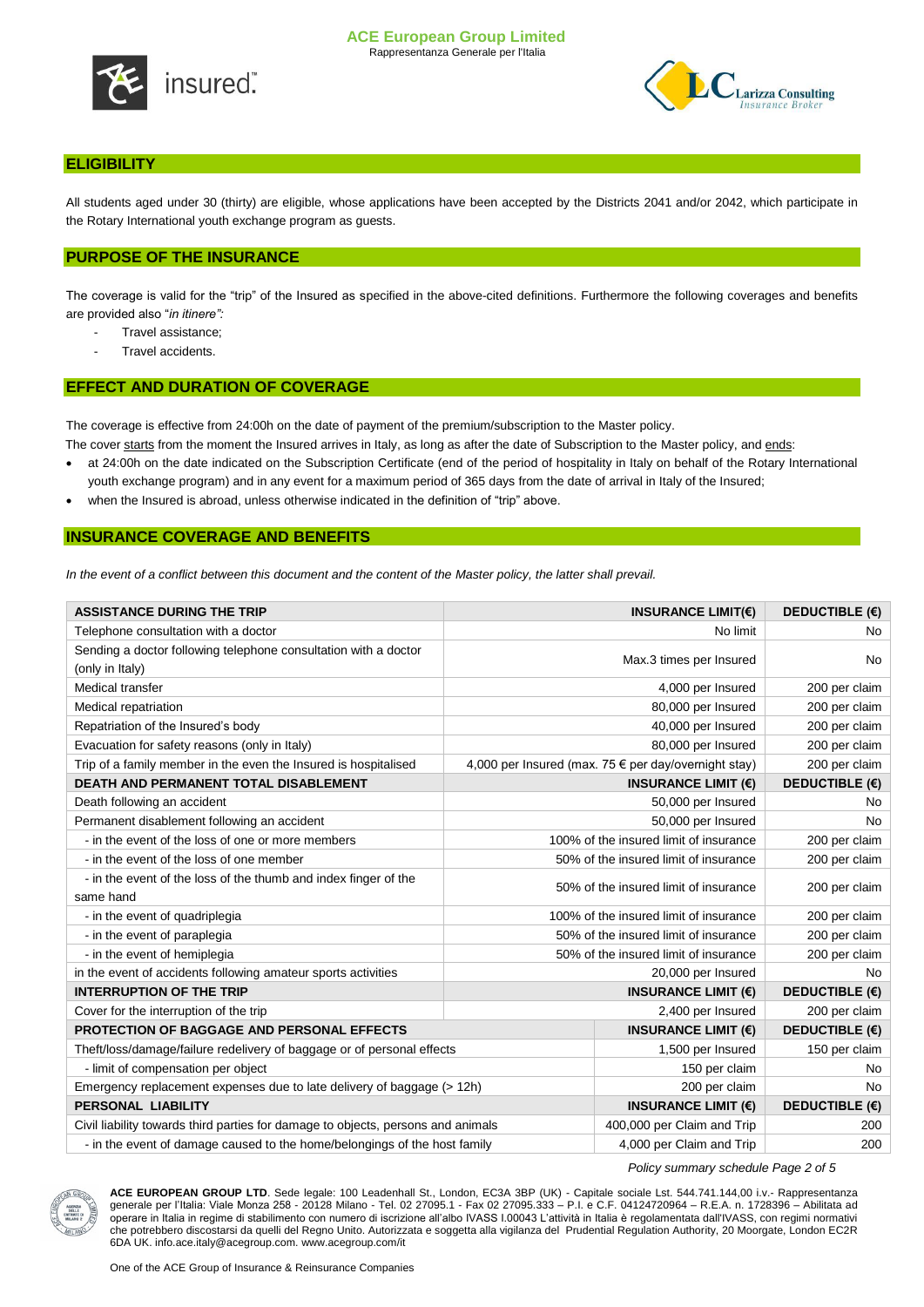## ELIGIBILITY

All students aged under 30 (thirty) are eligible, whose applications have been accepted by the Districts 2041 and/or 2042, which participate in the Rotary International youth exchange program as guests.

## PURPOSE OF THE INSURANCE

The coverage is valid for the "trip" of the Insured as specified in the above-cited definitions. Furthermore the following coverages and benefits are provided also "*in itinere"*:

- Travel assistance;
- Travel accidents.

## EFFECT AND DURATION OF COVERAGE

The coverage is effective from 24:00h on the date of payment of the premium/subscription to the Master policy.

The cover starts from the moment the Insured arrives in Italy, as long as after the date of Subscription to the Master policy, and ends:

- at 24:00h on the date indicated on the Subscription Certificate (end of the period of hospitality in Italy on behalf of the Rotary International youth exchange program) and in any event for a maximum period of 365 days from the date of arrival in Italy of the Insured;
- when the Insured is abroad, unless otherwise indicated in the definition of "trip" above.

## INSURANCE COVERAGE AND BENEFITS

*In the event of a conflict between this document and the content of the Master policy, the latter shall prevail.*

| ASSISTANCE DURING THE TRIP | INSURANCE LIMIT(€) | DEDUCTIBLE (€) |
|---|---|---|
| Telephone consultation with a doctor | No limit | No |
| Sending a doctor following telephone consultation with a doctor (only in Italy) | Max.3 times per Insured | No |
| Medical transfer | 4,000 per Insured | 200 per claim |
| Medical repatriation | 80,000 per Insured | 200 per claim |
| Repatriation of the Insured's body | 40,000 per Insured | 200 per claim |
| Evacuation for safety reasons (only in Italy) | 80,000 per Insured | 200 per claim |
| Trip of a family member in the even the Insured is hospitalised | 4,000 per Insured (max. 75 € per day/overnight stay) | 200 per claim |
| **DEATH AND PERMANENT TOTAL DISABLEMENT** | **INSURANCE LIMIT (€)** | **DEDUCTIBLE (€)** |
| Death following an accident | 50,000 per Insured | No |
| Permanent disablement following an accident | 50,000 per Insured | No |
| - in the event of the loss of one or more members | 100% of the insured limit of insurance | 200 per claim |
| - in the event of the loss of one member | 50% of the insured limit of insurance | 200 per claim |
| - in the event of the loss of the thumb and index finger of the same hand | 50% of the insured limit of insurance | 200 per claim |
| - in the event of quadriplegia | 100% of the insured limit of insurance | 200 per claim |
| - in the event of paraplegia | 50% of the insured limit of insurance | 200 per claim |
| - in the event of hemiplegia | 50% of the insured limit of insurance | 200 per claim |
| in the event of accidents following amateur sports activities | 20,000 per Insured | No |
| **INTERRUPTION OF THE TRIP** | **INSURANCE LIMIT (€)** | **DEDUCTIBLE (€)** |
| Cover for the interruption of the trip | 2,400 per Insured | 200 per claim |
| **PROTECTION OF BAGGAGE AND PERSONAL EFFECTS** | **INSURANCE LIMIT (€)** | **DEDUCTIBLE (€)** |
| Theft/loss/damage/failure redelivery of baggage or of personal effects | 1,500 per Insured | 150 per claim |
| - limit of compensation per object | 150 per claim | No |
| Emergency replacement expenses due to late delivery of baggage (> 12h) | 200 per claim | No |
| **PERSONAL LIABILITY** | **INSURANCE LIMIT (€)** | **DEDUCTIBLE (€)** |
| Civil liability towards third parties for damage to objects, persons and animals | 400,000 per Claim and Trip | 200 |
| - in the event of damage caused to the home/belongings of the host family | 4,000 per Claim and Trip | 200 |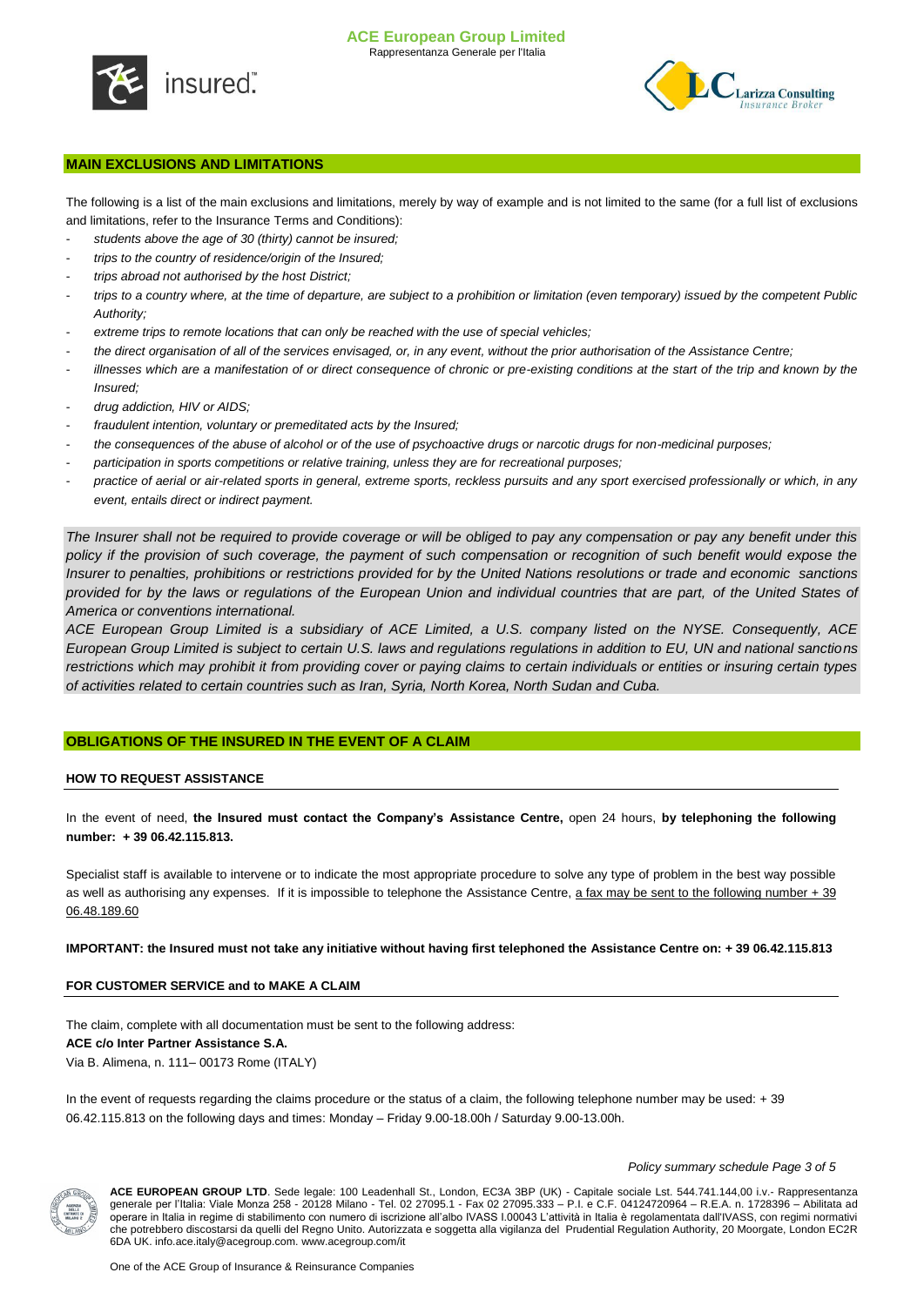## MAIN EXCLUSIONS AND LIMITATIONS

The following is a list of the main exclusions and limitations, merely by way of example and is not limited to the same (for a full list of exclusions and limitations, refer to the Insurance Terms and Conditions):

- *students above the age of 30 (thirty) cannot be insured;*
- *trips to the country of residence/origin of the Insured;*
- *trips abroad not authorised by the host District;*
- *trips to a country where, at the time of departure, are subject to a prohibition or limitation (even temporary) issued by the competent Public Authority;*
- *extreme trips to remote locations that can only be reached with the use of special vehicles;*
- *the direct organisation of all of the services envisaged, or, in any event, without the prior authorisation of the Assistance Centre;*
- *illnesses which are a manifestation of or direct consequence of chronic or pre-existing conditions at the start of the trip and known by the Insured;*
- *drug addiction, HIV or AIDS;*
- *fraudulent intention, voluntary or premeditated acts by the Insured;*
- *the consequences of the abuse of alcohol or of the use of psychoactive drugs or narcotic drugs for non-medicinal purposes;*
- *participation in sports competitions or relative training, unless they are for recreational purposes;*
- *practice of aerial or air-related sports in general, extreme sports, reckless pursuits and any sport exercised professionally or which, in any event, entails direct or indirect payment.*

*The Insurer shall not be required to provide coverage or will be obliged to pay any compensation or pay any benefit under this policy if the provision of such coverage, the payment of such compensation or recognition of such benefit would expose the Insurer to penalties, prohibitions or restrictions provided for by the United Nations resolutions or trade and economic sanctions provided for by the laws or regulations of the European Union and individual countries that are part, of the United States of America or conventions international.*

*ACE European Group Limited is a subsidiary of ACE Limited, a U.S. company listed on the NYSE. Consequently, ACE European Group Limited is subject to certain U.S. laws and regulations regulations in addition to EU, UN and national sanctions restrictions which may prohibit it from providing cover or paying claims to certain individuals or entities or insuring certain types of activities related to certain countries such as Iran, Syria, North Korea, North Sudan and Cuba.*

## OBLIGATIONS OF THE INSURED IN THE EVENT OF A CLAIM

### HOW TO REQUEST ASSISTANCE

In the event of need, **the Insured must contact the Company's Assistance Centre,** open 24 hours, **by telephoning the following number: + 39 06.42.115.813.**

Specialist staff is available to intervene or to indicate the most appropriate procedure to solve any type of problem in the best way possible as well as authorising any expenses. If it is impossible to telephone the Assistance Centre, a fax may be sent to the following number + 39 06.48.189.60

**IMPORTANT: the Insured must not take any initiative without having first telephoned the Assistance Centre on: + 39 06.42.115.813**

### FOR CUSTOMER SERVICE and to MAKE A CLAIM

The claim, complete with all documentation must be sent to the following address:
**ACE c/o Inter Partner Assistance S.A.**
Via B. Alimena, n. 111– 00173 Rome (ITALY)

In the event of requests regarding the claims procedure or the status of a claim, the following telephone number may be used: + 39 06.42.115.813 on the following days and times: Monday – Friday 9.00-18.00h / Saturday 9.00-13.00h.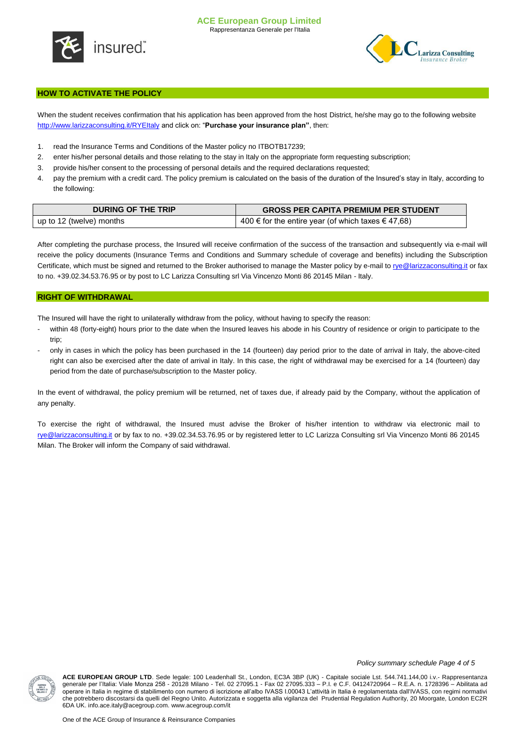## HOW TO ACTIVATE THE POLICY

When the student receives confirmation that his application has been approved from the host District, he/she may go to the following website http://www.larizzaconsulting.it/RYEItaly and click on: "**Purchase your insurance plan"**, then:

1. read the Insurance Terms and Conditions of the Master policy no ITBOTB17239;
2. enter his/her personal details and those relating to the stay in Italy on the appropriate form requesting subscription;
3. provide his/her consent to the processing of personal details and the required declarations requested;
4. pay the premium with a credit card. The policy premium is calculated on the basis of the duration of the Insured's stay in Italy, according to the following:

| DURING OF THE TRIP | GROSS PER CAPITA PREMIUM PER STUDENT |
|---|---|
| up to 12 (twelve) months | 400 € for the entire year (of which taxes € 47,68) |

After completing the purchase process, the Insured will receive confirmation of the success of the transaction and subsequently via e-mail will receive the policy documents (Insurance Terms and Conditions and Summary schedule of coverage and benefits) including the Subscription Certificate, which must be signed and returned to the Broker authorised to manage the Master policy by e-mail to rye@larizzaconsulting.it or fax to no. +39.02.34.53.76.95 or by post to LC Larizza Consulting srl Via Vincenzo Monti 86 20145 Milan - Italy.

## RIGHT OF WITHDRAWAL

The Insured will have the right to unilaterally withdraw from the policy, without having to specify the reason:

- within 48 (forty-eight) hours prior to the date when the Insured leaves his abode in his Country of residence or origin to participate to the trip;
- only in cases in which the policy has been purchased in the 14 (fourteen) day period prior to the date of arrival in Italy, the above-cited right can also be exercised after the date of arrival in Italy. In this case, the right of withdrawal may be exercised for a 14 (fourteen) day period from the date of purchase/subscription to the Master policy.

In the event of withdrawal, the policy premium will be returned, net of taxes due, if already paid by the Company, without the application of any penalty.

To exercise the right of withdrawal, the Insured must advise the Broker of his/her intention to withdraw via electronic mail to rye@larizzaconsulting.it or by fax to no. +39.02.34.53.76.95 or by registered letter to LC Larizza Consulting srl Via Vincenzo Monti 86 20145 Milan. The Broker will inform the Company of said withdrawal.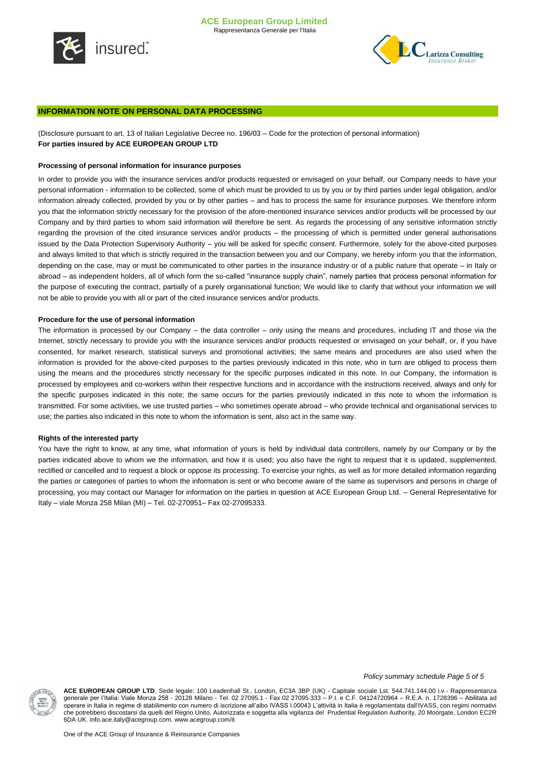## INFORMATION NOTE ON PERSONAL DATA PROCESSING

(Disclosure pursuant to art. 13 of Italian Legislative Decree no. 196/03 – Code for the protection of personal information)
**For parties insured by ACE EUROPEAN GROUP LTD**

### Processing of personal information for insurance purposes

In order to provide you with the insurance services and/or products requested or envisaged on your behalf, our Company needs to have your personal information - information to be collected, some of which must be provided to us by you or by third parties under legal obligation, and/or information already collected, provided by you or by other parties – and has to process the same for insurance purposes. We therefore inform you that the information strictly necessary for the provision of the afore-mentioned insurance services and/or products will be processed by our Company and by third parties to whom said information will therefore be sent. As regards the processing of any sensitive information strictly regarding the provision of the cited insurance services and/or products – the processing of which is permitted under general authorisations issued by the Data Protection Supervisory Authority – you will be asked for specific consent. Furthermore, solely for the above-cited purposes and always limited to that which is strictly required in the transaction between you and our Company, we hereby inform you that the information, depending on the case, may or must be communicated to other parties in the insurance industry or of a public nature that operate – in Italy or abroad – as independent holders, all of which form the so-called "insurance supply chain", namely parties that process personal information for the purpose of executing the contract, partially of a purely organisational function; We would like to clarify that without your information we will not be able to provide you with all or part of the cited insurance services and/or products.

### Procedure for the use of personal information

The information is processed by our Company – the data controller – only using the means and procedures, including IT and those via the Internet, strictly necessary to provide you with the insurance services and/or products requested or envisaged on your behalf, or, if you have consented, for market research, statistical surveys and promotional activities; the same means and procedures are also used when the information is provided for the above-cited purposes to the parties previously indicated in this note, who in turn are obliged to process them using the means and the procedures strictly necessary for the specific purposes indicated in this note. In our Company, the information is processed by employees and co-workers within their respective functions and in accordance with the instructions received, always and only for the specific purposes indicated in this note; the same occurs for the parties previously indicated in this note to whom the information is transmitted. For some activities, we use trusted parties – who sometimes operate abroad – who provide technical and organisational services to use; the parties also indicated in this note to whom the information is sent, also act in the same way.

### Rights of the interested party

You have the right to know, at any time, what information of yours is held by individual data controllers, namely by our Company or by the parties indicated above to whom we the information, and how it is used; you also have the right to request that it is updated, supplemented, rectified or cancelled and to request a block or oppose its processing. To exercise your rights, as well as for more detailed information regarding the parties or categories of parties to whom the information is sent or who become aware of the same as supervisors and persons in charge of processing, you may contact our Manager for information on the parties in question at ACE European Group Ltd. – General Representative for Italy – viale Monza 258 Milan (MI) – Tel. 02-270951– Fax 02-27095333.